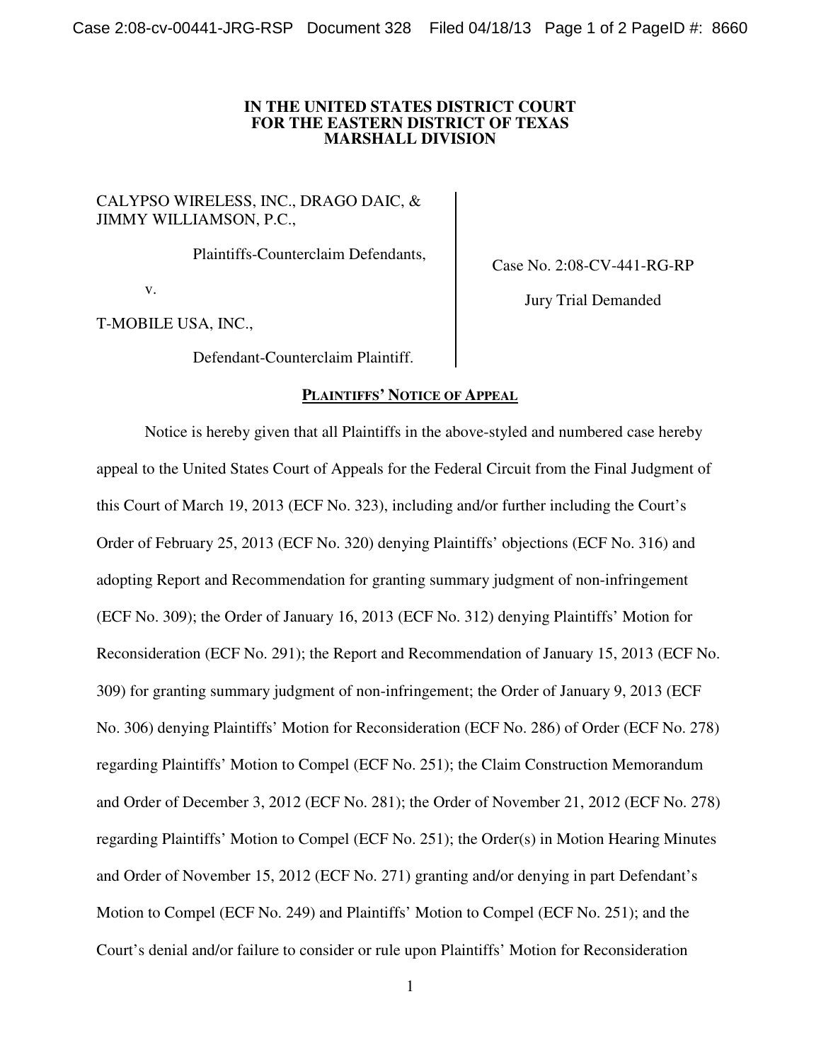**IN THE UNITED STATES DISTRICT COURT**
**FOR THE EASTERN DISTRICT OF TEXAS**
**MARSHALL DIVISION**

CALYPSO WIRELESS, INC., DRAGO DAIC, & JIMMY WILLIAMSON, P.C.,

Plaintiffs-Counterclaim Defendants,

v.

T-MOBILE USA, INC.,

Defendant-Counterclaim Plaintiff.

Case No. 2:08-CV-441-RG-RP

Jury Trial Demanded

**PLAINTIFFS' NOTICE OF APPEAL**

Notice is hereby given that all Plaintiffs in the above-styled and numbered case hereby appeal to the United States Court of Appeals for the Federal Circuit from the Final Judgment of this Court of March 19, 2013 (ECF No. 323), including and/or further including the Court's Order of February 25, 2013 (ECF No. 320) denying Plaintiffs' objections (ECF No. 316) and adopting Report and Recommendation for granting summary judgment of non-infringement (ECF No. 309); the Order of January 16, 2013 (ECF No. 312) denying Plaintiffs' Motion for Reconsideration (ECF No. 291); the Report and Recommendation of January 15, 2013 (ECF No. 309) for granting summary judgment of non-infringement; the Order of January 9, 2013 (ECF No. 306) denying Plaintiffs' Motion for Reconsideration (ECF No. 286) of Order (ECF No. 278) regarding Plaintiffs' Motion to Compel (ECF No. 251); the Claim Construction Memorandum and Order of December 3, 2012 (ECF No. 281); the Order of November 21, 2012 (ECF No. 278) regarding Plaintiffs' Motion to Compel (ECF No. 251); the Order(s) in Motion Hearing Minutes and Order of November 15, 2012 (ECF No. 271) granting and/or denying in part Defendant's Motion to Compel (ECF No. 249) and Plaintiffs' Motion to Compel (ECF No. 251); and the Court's denial and/or failure to consider or rule upon Plaintiffs' Motion for Reconsideration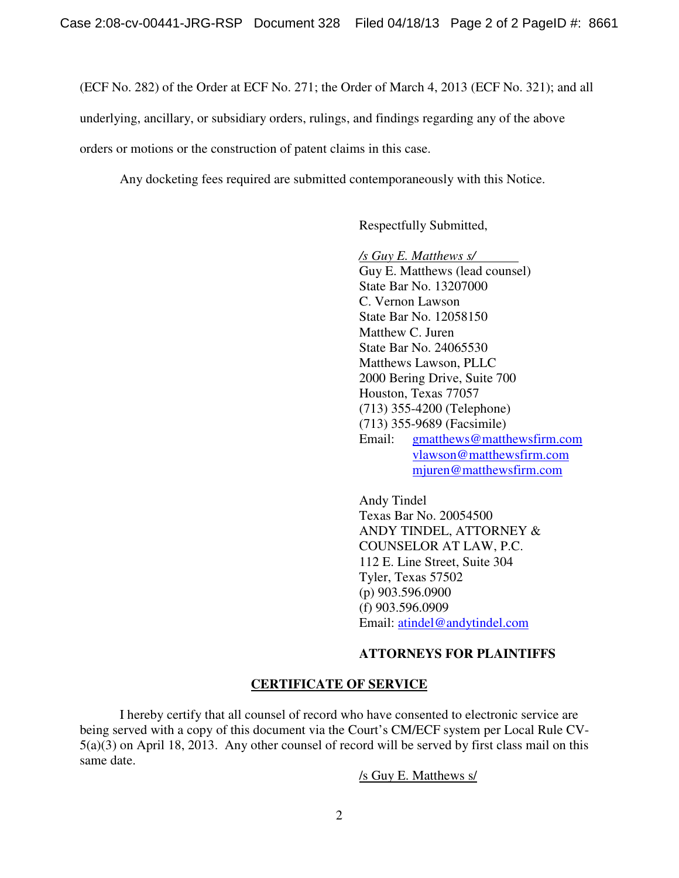(ECF No. 282) of the Order at ECF No. 271; the Order of March 4, 2013 (ECF No. 321); and all underlying, ancillary, or subsidiary orders, rulings, and findings regarding any of the above orders or motions or the construction of patent claims in this case.

Any docketing fees required are submitted contemporaneously with this Notice.

Respectfully Submitted,

*/s Guy E. Matthews s/*
Guy E. Matthews (lead counsel)
State Bar No. 13207000
C. Vernon Lawson
State Bar No. 12058150
Matthew C. Juren
State Bar No. 24065530
Matthews Lawson, PLLC
2000 Bering Drive, Suite 700
Houston, Texas 77057
(713) 355-4200 (Telephone)
(713) 355-9689 (Facsimile)
Email: gmatthews@matthewsfirm.com
vlawson@matthewsfirm.com
mjuren@matthewsfirm.com

Andy Tindel
Texas Bar No. 20054500
ANDY TINDEL, ATTORNEY & COUNSELOR AT LAW, P.C.
112 E. Line Street, Suite 304
Tyler, Texas 57502
(p) 903.596.0900
(f) 903.596.0909
Email: atindel@andytindel.com

**ATTORNEYS FOR PLAINTIFFS**

**CERTIFICATE OF SERVICE**

I hereby certify that all counsel of record who have consented to electronic service are being served with a copy of this document via the Court's CM/ECF system per Local Rule CV-5(a)(3) on April 18, 2013. Any other counsel of record will be served by first class mail on this same date.

/s Guy E. Matthews s/